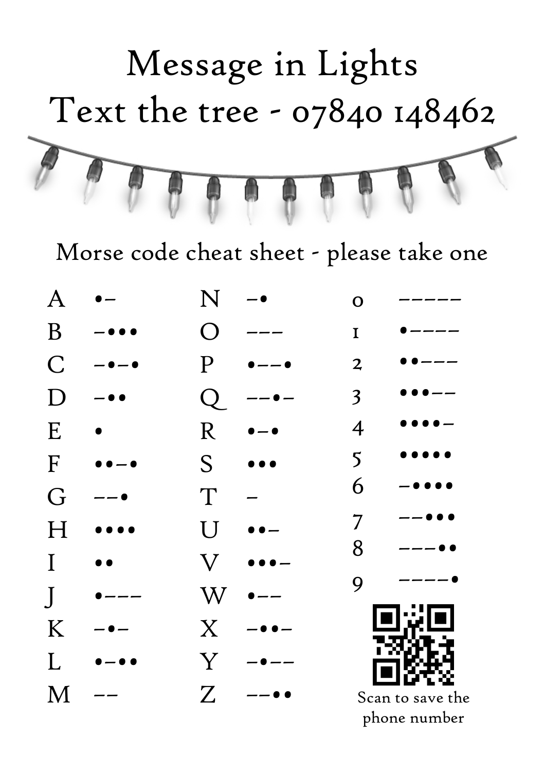# Message in Lights

# Text the tree - 07840 148462

Morse code cheat sheet - please take one

| | | | | | |
|---|---|---|---|---|---|
| A | •– | N | –• | 0 | ––––– |
| B | –••• | O | ––– | 1 | •–––– |
| C | –•–• | P | •––• | 2 | ••––– |
| D | –•• | Q | ––•– | 3 | •••–– |
| E | • | R | •–• | 4 | ••••– |
| F | ••–• | S | ••• | 5 | ••••• |
| G | ––• | T | – | 6 | –•••• |
| H | •••• | U | ••– | 7 | ––••• |
| I | •• | V | •••– | 8 | –––•• |
| J | •––– | W | •–– | 9 | ––––• |
| K | –•– | X | –••– | | |
| L | •–•• | Y | –•–– | | |
| M | –– | Z | ––•• | | |

Scan to save the phone number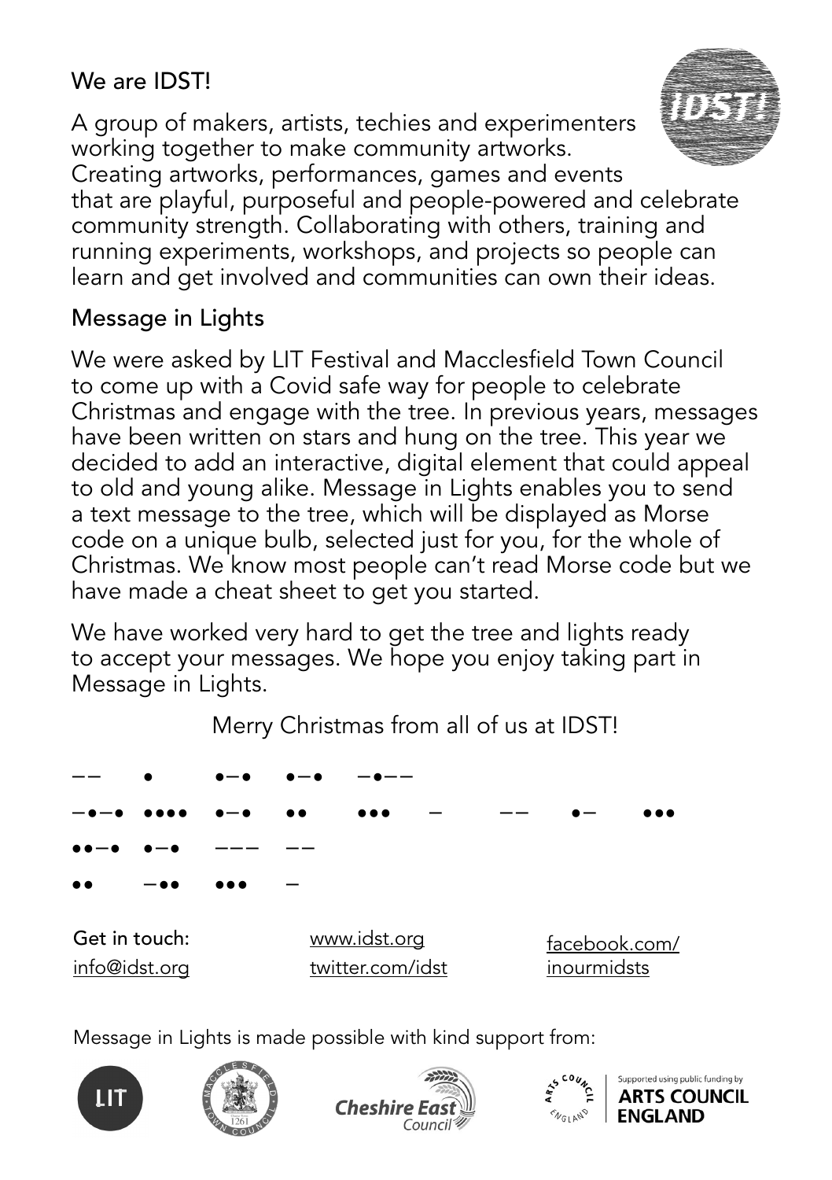## We are IDST!

A group of makers, artists, techies and experimenters working together to make community artworks. Creating artworks, performances, games and events that are playful, purposeful and people-powered and celebrate community strength. Collaborating with others, training and running experiments, workshops, and projects so people can learn and get involved and communities can own their ideas.

## Message in Lights

We were asked by LIT Festival and Macclesfield Town Council to come up with a Covid safe way for people to celebrate Christmas and engage with the tree. In previous years, messages have been written on stars and hung on the tree. This year we decided to add an interactive, digital element that could appeal to old and young alike. Message in Lights enables you to send a text message to the tree, which will be displayed as Morse code on a unique bulb, selected just for you, for the whole of Christmas. We know most people can't read Morse code but we have made a cheat sheet to get you started.

We have worked very hard to get the tree and lights ready to accept your messages. We hope you enjoy taking part in Message in Lights.

Merry Christmas from all of us at IDST!

−− • •−• •−• −•−−

−•−• •••• •−• •• ••• − −− •− •••

••−• •−• −−− −−

•• −•• ••• −

Get in touch: info@idst.org

www.idst.org

twitter.com/idst

facebook.com/inourmidsts

Message in Lights is made possible with kind support from:

Supported using public funding by ARTS COUNCIL ENGLAND